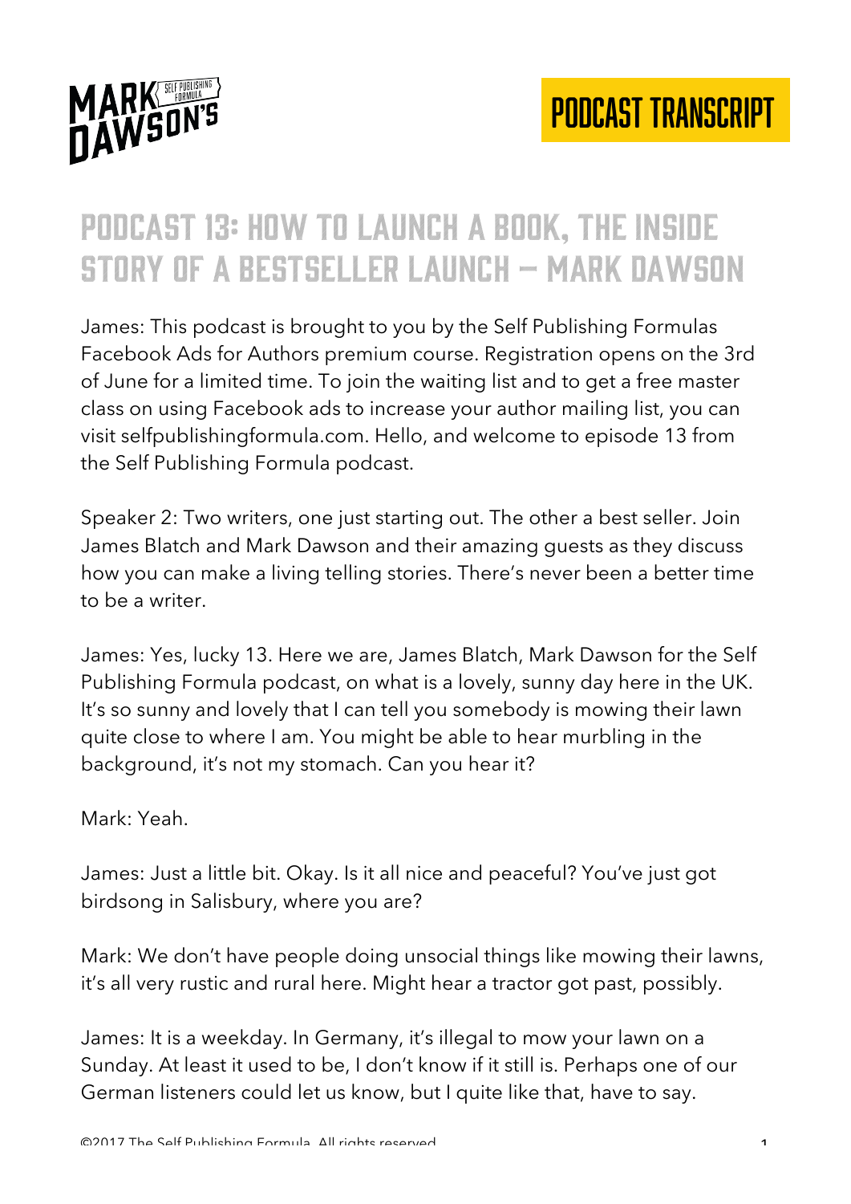# Podcast 13: How to Launch a Book, The Inside Story of a Bestseller Launch – Mark Dawson

James: This podcast is brought to you by the Self Publishing Formulas Facebook Ads for Authors premium course. Registration opens on the 3rd of June for a limited time. To join the waiting list and to get a free master class on using Facebook ads to increase your author mailing list, you can visit selfpublishingformula.com. Hello, and welcome to episode 13 from the Self Publishing Formula podcast.

Speaker 2: Two writers, one just starting out. The other a best seller. Join James Blatch and Mark Dawson and their amazing guests as they discuss how you can make a living telling stories. There's never been a better time to be a writer.

James: Yes, lucky 13. Here we are, James Blatch, Mark Dawson for the Self Publishing Formula podcast, on what is a lovely, sunny day here in the UK. It's so sunny and lovely that I can tell you somebody is mowing their lawn quite close to where I am. You might be able to hear murbling in the background, it's not my stomach. Can you hear it?

Mark: Yeah.

James: Just a little bit. Okay. Is it all nice and peaceful? You've just got birdsong in Salisbury, where you are?

Mark: We don't have people doing unsocial things like mowing their lawns, it's all very rustic and rural here. Might hear a tractor got past, possibly.

James: It is a weekday. In Germany, it's illegal to mow your lawn on a Sunday. At least it used to be, I don't know if it still is. Perhaps one of our German listeners could let us know, but I quite like that, have to say.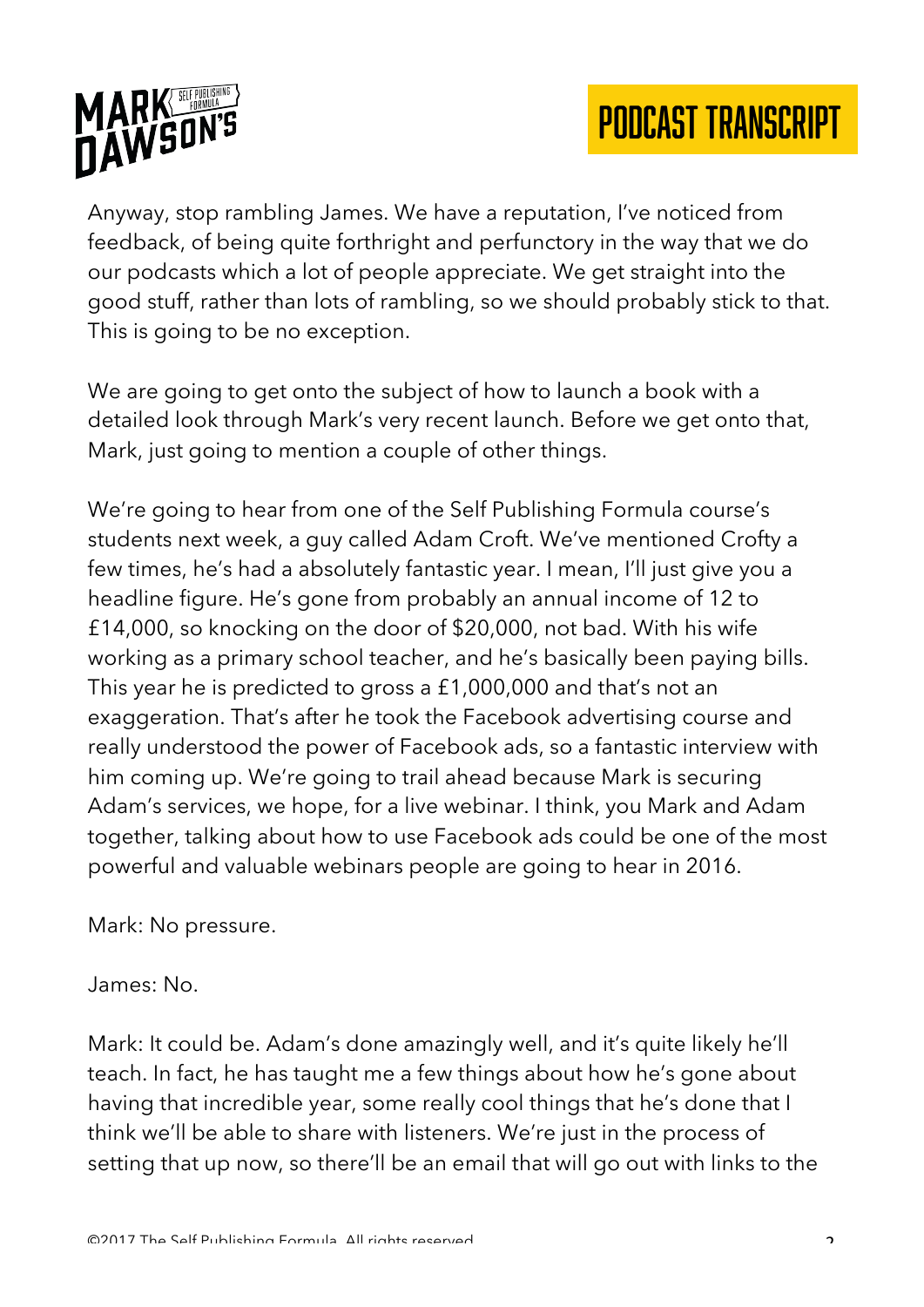Anyway, stop rambling James. We have a reputation, I've noticed from feedback, of being quite forthright and perfunctory in the way that we do our podcasts which a lot of people appreciate. We get straight into the good stuff, rather than lots of rambling, so we should probably stick to that. This is going to be no exception.

We are going to get onto the subject of how to launch a book with a detailed look through Mark's very recent launch. Before we get onto that, Mark, just going to mention a couple of other things.

We're going to hear from one of the Self Publishing Formula course's students next week, a guy called Adam Croft. We've mentioned Crofty a few times, he's had a absolutely fantastic year. I mean, I'll just give you a headline figure. He's gone from probably an annual income of 12 to £14,000, so knocking on the door of $20,000, not bad. With his wife working as a primary school teacher, and he's basically been paying bills. This year he is predicted to gross a £1,000,000 and that's not an exaggeration. That's after he took the Facebook advertising course and really understood the power of Facebook ads, so a fantastic interview with him coming up. We're going to trail ahead because Mark is securing Adam's services, we hope, for a live webinar. I think, you Mark and Adam together, talking about how to use Facebook ads could be one of the most powerful and valuable webinars people are going to hear in 2016.

Mark: No pressure.

James: No.

Mark: It could be. Adam's done amazingly well, and it's quite likely he'll teach. In fact, he has taught me a few things about how he's gone about having that incredible year, some really cool things that he's done that I think we'll be able to share with listeners. We're just in the process of setting that up now, so there'll be an email that will go out with links to the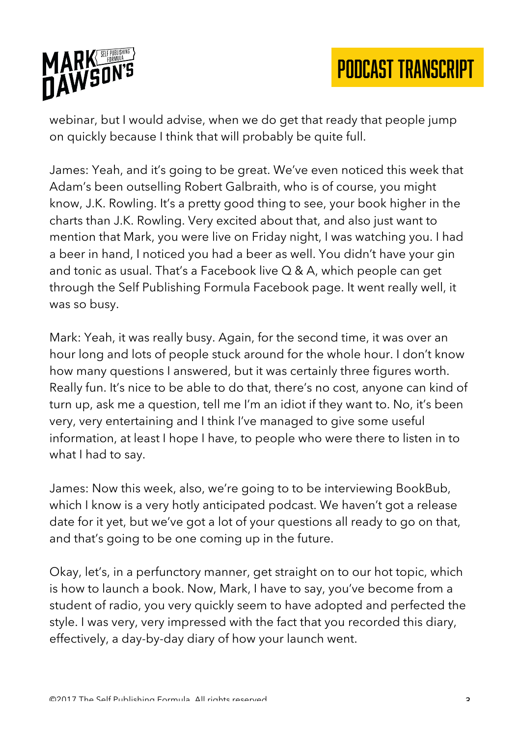webinar, but I would advise, when we do get that ready that people jump on quickly because I think that will probably be quite full.

James: Yeah, and it's going to be great. We've even noticed this week that Adam's been outselling Robert Galbraith, who is of course, you might know, J.K. Rowling. It's a pretty good thing to see, your book higher in the charts than J.K. Rowling. Very excited about that, and also just want to mention that Mark, you were live on Friday night, I was watching you. I had a beer in hand, I noticed you had a beer as well. You didn't have your gin and tonic as usual. That's a Facebook live Q & A, which people can get through the Self Publishing Formula Facebook page. It went really well, it was so busy.

Mark: Yeah, it was really busy. Again, for the second time, it was over an hour long and lots of people stuck around for the whole hour. I don't know how many questions I answered, but it was certainly three figures worth. Really fun. It's nice to be able to do that, there's no cost, anyone can kind of turn up, ask me a question, tell me I'm an idiot if they want to. No, it's been very, very entertaining and I think I've managed to give some useful information, at least I hope I have, to people who were there to listen in to what I had to say.

James: Now this week, also, we're going to to be interviewing BookBub, which I know is a very hotly anticipated podcast. We haven't got a release date for it yet, but we've got a lot of your questions all ready to go on that, and that's going to be one coming up in the future.

Okay, let's, in a perfunctory manner, get straight on to our hot topic, which is how to launch a book. Now, Mark, I have to say, you've become from a student of radio, you very quickly seem to have adopted and perfected the style. I was very, very impressed with the fact that you recorded this diary, effectively, a day-by-day diary of how your launch went.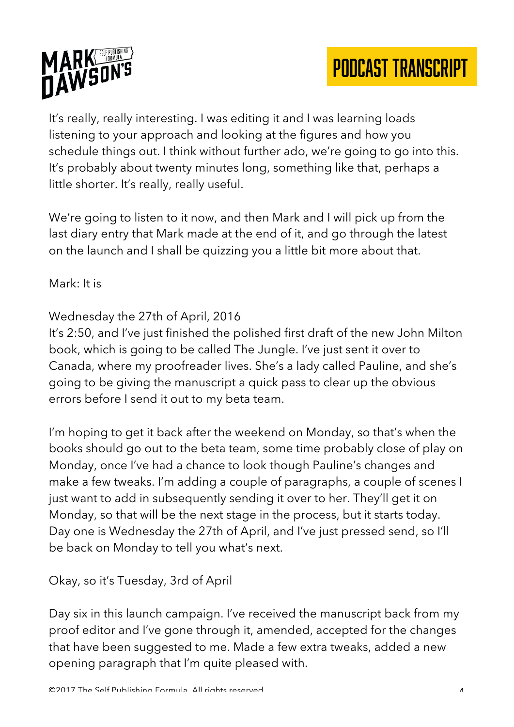It's really, really interesting. I was editing it and I was learning loads listening to your approach and looking at the figures and how you schedule things out. I think without further ado, we're going to go into this. It's probably about twenty minutes long, something like that, perhaps a little shorter. It's really, really useful.

We're going to listen to it now, and then Mark and I will pick up from the last diary entry that Mark made at the end of it, and go through the latest on the launch and I shall be quizzing you a little bit more about that.

Mark: It is

Wednesday the 27th of April, 2016

It's 2:50, and I've just finished the polished first draft of the new John Milton book, which is going to be called The Jungle. I've just sent it over to Canada, where my proofreader lives. She's a lady called Pauline, and she's going to be giving the manuscript a quick pass to clear up the obvious errors before I send it out to my beta team.

I'm hoping to get it back after the weekend on Monday, so that's when the books should go out to the beta team, some time probably close of play on Monday, once I've had a chance to look though Pauline's changes and make a few tweaks. I'm adding a couple of paragraphs, a couple of scenes I just want to add in subsequently sending it over to her. They'll get it on Monday, so that will be the next stage in the process, but it starts today. Day one is Wednesday the 27th of April, and I've just pressed send, so I'll be back on Monday to tell you what's next.

Okay, so it's Tuesday, 3rd of April

Day six in this launch campaign. I've received the manuscript back from my proof editor and I've gone through it, amended, accepted for the changes that have been suggested to me. Made a few extra tweaks, added a new opening paragraph that I'm quite pleased with.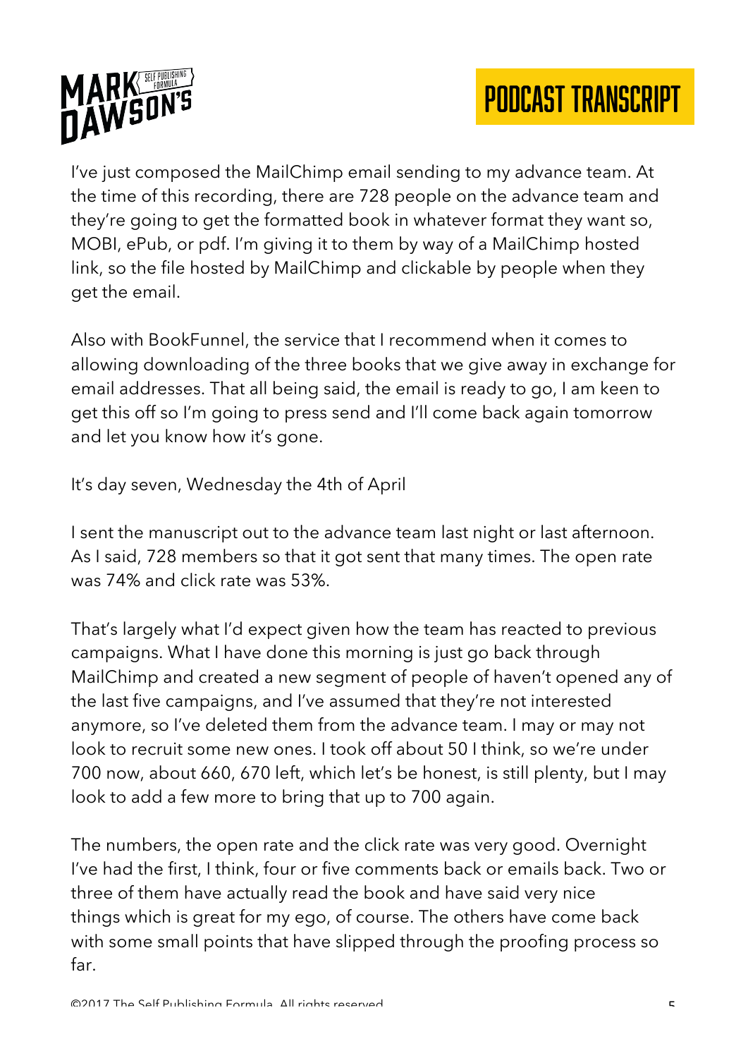I've just composed the MailChimp email sending to my advance team. At the time of this recording, there are 728 people on the advance team and they're going to get the formatted book in whatever format they want so, MOBI, ePub, or pdf. I'm giving it to them by way of a MailChimp hosted link, so the file hosted by MailChimp and clickable by people when they get the email.

Also with BookFunnel, the service that I recommend when it comes to allowing downloading of the three books that we give away in exchange for email addresses. That all being said, the email is ready to go, I am keen to get this off so I'm going to press send and I'll come back again tomorrow and let you know how it's gone.

It's day seven, Wednesday the 4th of April

I sent the manuscript out to the advance team last night or last afternoon. As I said, 728 members so that it got sent that many times. The open rate was 74% and click rate was 53%.

That's largely what I'd expect given how the team has reacted to previous campaigns. What I have done this morning is just go back through MailChimp and created a new segment of people of haven't opened any of the last five campaigns, and I've assumed that they're not interested anymore, so I've deleted them from the advance team. I may or may not look to recruit some new ones. I took off about 50 I think, so we're under 700 now, about 660, 670 left, which let's be honest, is still plenty, but I may look to add a few more to bring that up to 700 again.

The numbers, the open rate and the click rate was very good. Overnight I've had the first, I think, four or five comments back or emails back. Two or three of them have actually read the book and have said very nice things which is great for my ego, of course. The others have come back with some small points that have slipped through the proofing process so far.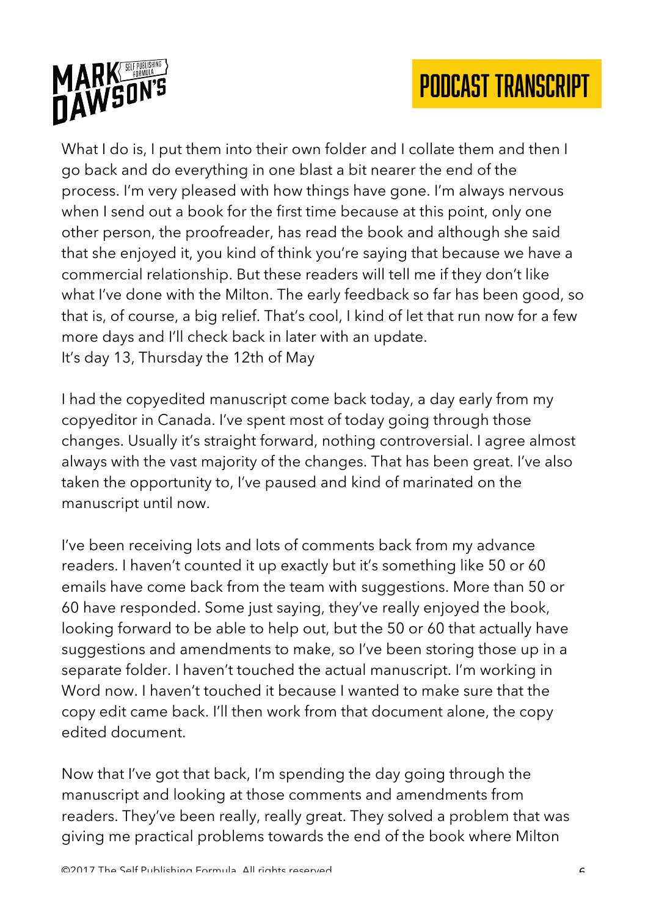What I do is, I put them into their own folder and I collate them and then I go back and do everything in one blast a bit nearer the end of the process. I'm very pleased with how things have gone. I'm always nervous when I send out a book for the first time because at this point, only one other person, the proofreader, has read the book and although she said that she enjoyed it, you kind of think you're saying that because we have a commercial relationship. But these readers will tell me if they don't like what I've done with the Milton. The early feedback so far has been good, so that is, of course, a big relief. That's cool, I kind of let that run now for a few more days and I'll check back in later with an update.
It's day 13, Thursday the 12th of May

I had the copyedited manuscript come back today, a day early from my copyeditor in Canada. I've spent most of today going through those changes. Usually it's straight forward, nothing controversial. I agree almost always with the vast majority of the changes. That has been great. I've also taken the opportunity to, I've paused and kind of marinated on the manuscript until now.

I've been receiving lots and lots of comments back from my advance readers. I haven't counted it up exactly but it's something like 50 or 60 emails have come back from the team with suggestions. More than 50 or 60 have responded. Some just saying, they've really enjoyed the book, looking forward to be able to help out, but the 50 or 60 that actually have suggestions and amendments to make, so I've been storing those up in a separate folder. I haven't touched the actual manuscript. I'm working in Word now. I haven't touched it because I wanted to make sure that the copy edit came back. I'll then work from that document alone, the copy edited document.

Now that I've got that back, I'm spending the day going through the manuscript and looking at those comments and amendments from readers. They've been really, really great. They solved a problem that was giving me practical problems towards the end of the book where Milton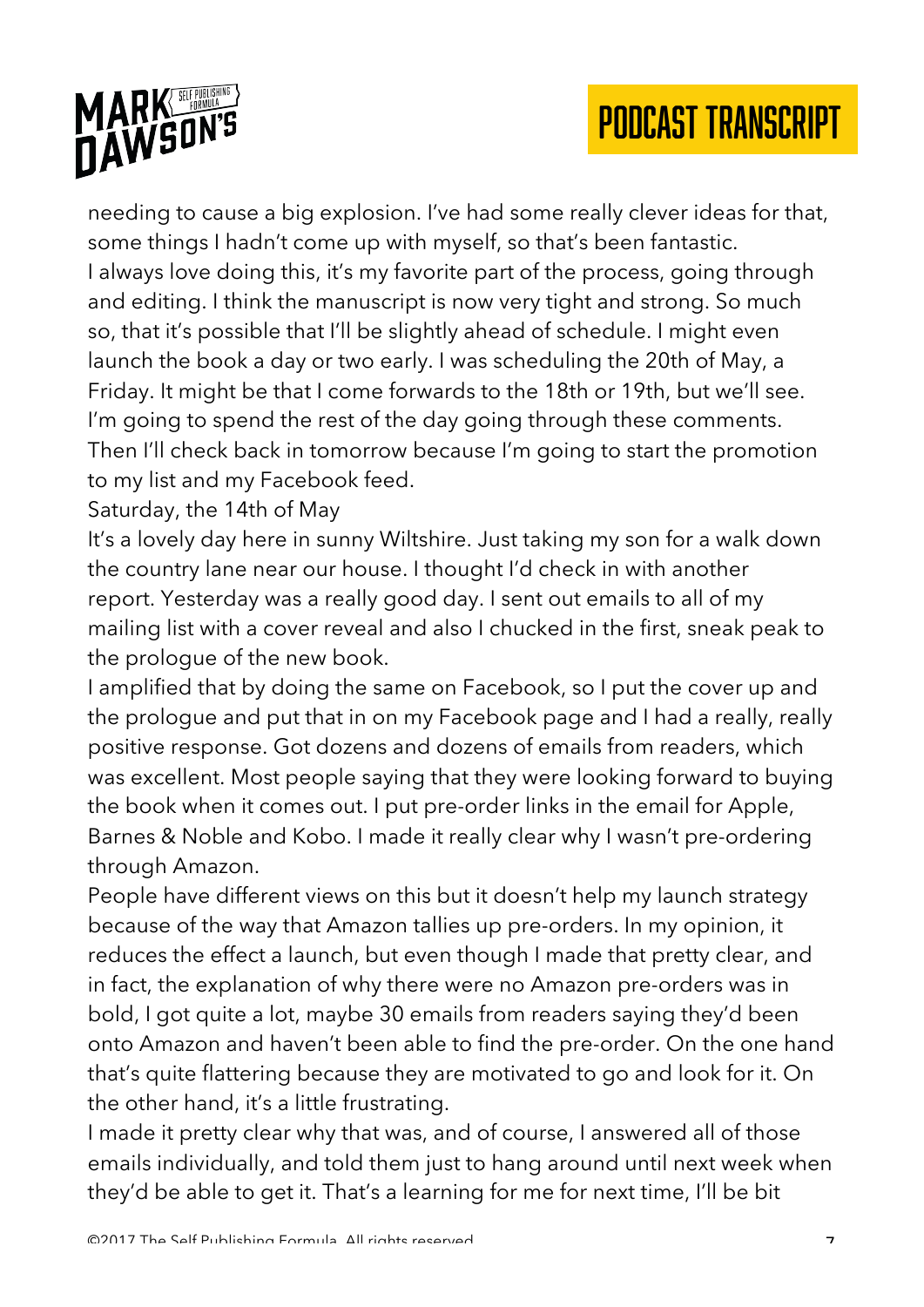needing to cause a big explosion. I've had some really clever ideas for that, some things I hadn't come up with myself, so that's been fantastic.

I always love doing this, it's my favorite part of the process, going through and editing. I think the manuscript is now very tight and strong. So much so, that it's possible that I'll be slightly ahead of schedule. I might even launch the book a day or two early. I was scheduling the 20th of May, a Friday. It might be that I come forwards to the 18th or 19th, but we'll see. I'm going to spend the rest of the day going through these comments. Then I'll check back in tomorrow because I'm going to start the promotion to my list and my Facebook feed.

Saturday, the 14th of May

It's a lovely day here in sunny Wiltshire. Just taking my son for a walk down the country lane near our house. I thought I'd check in with another report. Yesterday was a really good day. I sent out emails to all of my mailing list with a cover reveal and also I chucked in the first, sneak peak to the prologue of the new book.

I amplified that by doing the same on Facebook, so I put the cover up and the prologue and put that in on my Facebook page and I had a really, really positive response. Got dozens and dozens of emails from readers, which was excellent. Most people saying that they were looking forward to buying the book when it comes out. I put pre-order links in the email for Apple, Barnes & Noble and Kobo. I made it really clear why I wasn't pre-ordering through Amazon.

People have different views on this but it doesn't help my launch strategy because of the way that Amazon tallies up pre-orders. In my opinion, it reduces the effect a launch, but even though I made that pretty clear, and in fact, the explanation of why there were no Amazon pre-orders was in bold, I got quite a lot, maybe 30 emails from readers saying they'd been onto Amazon and haven't been able to find the pre-order. On the one hand that's quite flattering because they are motivated to go and look for it. On the other hand, it's a little frustrating.

I made it pretty clear why that was, and of course, I answered all of those emails individually, and told them just to hang around until next week when they'd be able to get it. That's a learning for me for next time, I'll be bit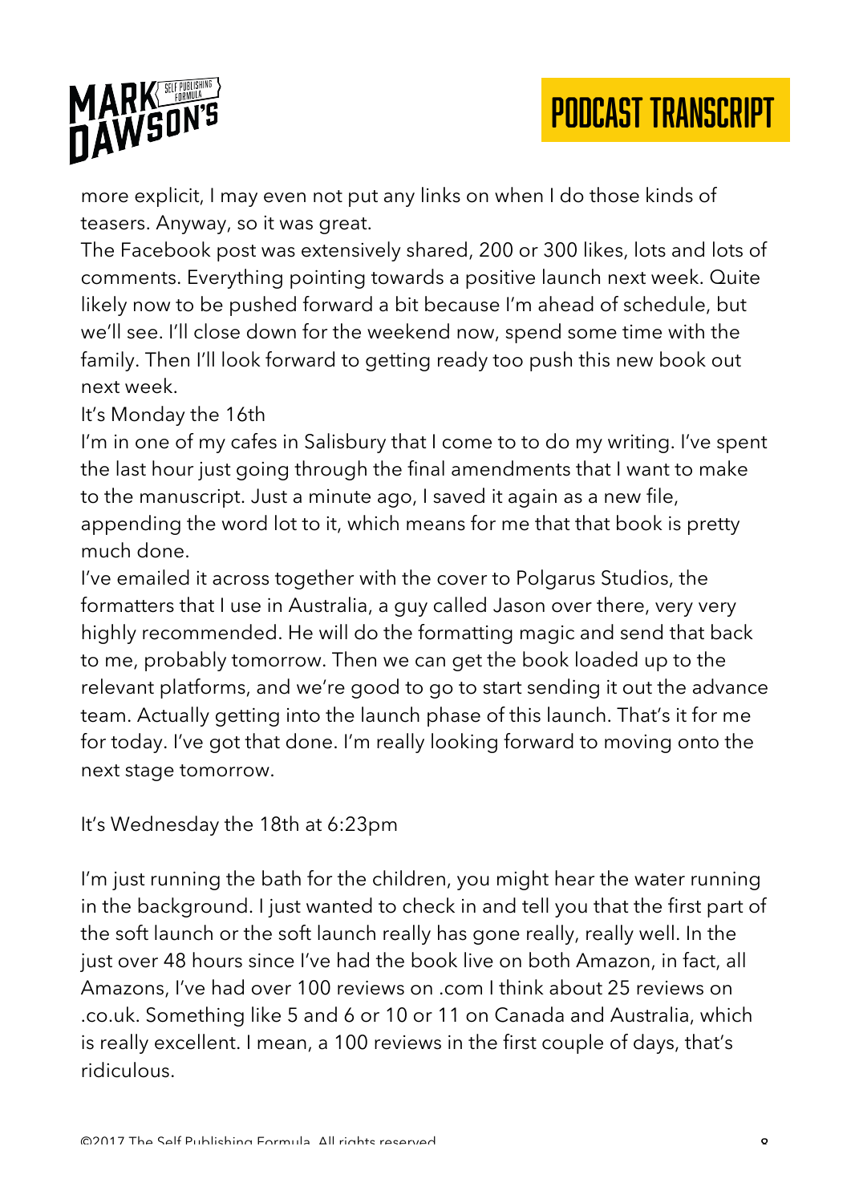more explicit, I may even not put any links on when I do those kinds of teasers. Anyway, so it was great.

The Facebook post was extensively shared, 200 or 300 likes, lots and lots of comments. Everything pointing towards a positive launch next week. Quite likely now to be pushed forward a bit because I'm ahead of schedule, but we'll see. I'll close down for the weekend now, spend some time with the family. Then I'll look forward to getting ready too push this new book out next week.

It's Monday the 16th

I'm in one of my cafes in Salisbury that I come to to do my writing. I've spent the last hour just going through the final amendments that I want to make to the manuscript. Just a minute ago, I saved it again as a new file, appending the word lot to it, which means for me that that book is pretty much done.

I've emailed it across together with the cover to Polgarus Studios, the formatters that I use in Australia, a guy called Jason over there, very very highly recommended. He will do the formatting magic and send that back to me, probably tomorrow. Then we can get the book loaded up to the relevant platforms, and we're good to go to start sending it out the advance team. Actually getting into the launch phase of this launch. That's it for me for today. I've got that done. I'm really looking forward to moving onto the next stage tomorrow.

It's Wednesday the 18th at 6:23pm

I'm just running the bath for the children, you might hear the water running in the background. I just wanted to check in and tell you that the first part of the soft launch or the soft launch really has gone really, really well. In the just over 48 hours since I've had the book live on both Amazon, in fact, all Amazons, I've had over 100 reviews on .com I think about 25 reviews on .co.uk. Something like 5 and 6 or 10 or 11 on Canada and Australia, which is really excellent. I mean, a 100 reviews in the first couple of days, that's ridiculous.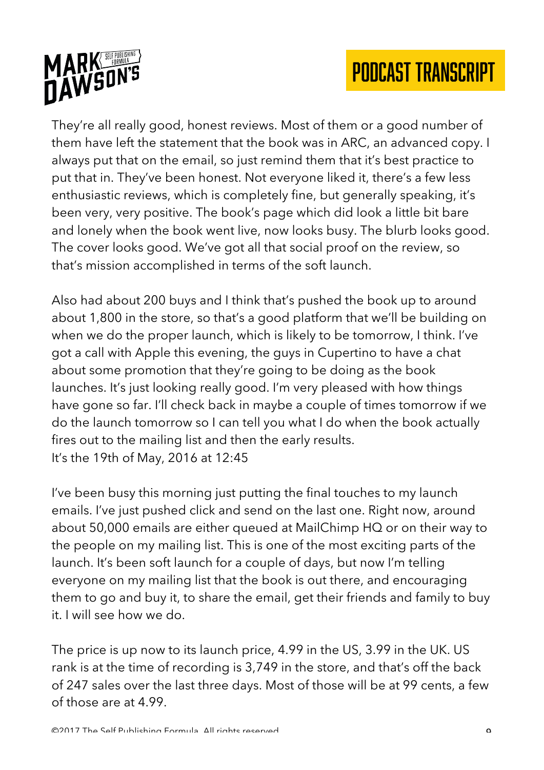They're all really good, honest reviews. Most of them or a good number of them have left the statement that the book was in ARC, an advanced copy. I always put that on the email, so just remind them that it's best practice to put that in. They've been honest. Not everyone liked it, there's a few less enthusiastic reviews, which is completely fine, but generally speaking, it's been very, very positive. The book's page which did look a little bit bare and lonely when the book went live, now looks busy. The blurb looks good. The cover looks good. We've got all that social proof on the review, so that's mission accomplished in terms of the soft launch.

Also had about 200 buys and I think that's pushed the book up to around about 1,800 in the store, so that's a good platform that we'll be building on when we do the proper launch, which is likely to be tomorrow, I think. I've got a call with Apple this evening, the guys in Cupertino to have a chat about some promotion that they're going to be doing as the book launches. It's just looking really good. I'm very pleased with how things have gone so far. I'll check back in maybe a couple of times tomorrow if we do the launch tomorrow so I can tell you what I do when the book actually fires out to the mailing list and then the early results.
It's the 19th of May, 2016 at 12:45

I've been busy this morning just putting the final touches to my launch emails. I've just pushed click and send on the last one. Right now, around about 50,000 emails are either queued at MailChimp HQ or on their way to the people on my mailing list. This is one of the most exciting parts of the launch. It's been soft launch for a couple of days, but now I'm telling everyone on my mailing list that the book is out there, and encouraging them to go and buy it, to share the email, get their friends and family to buy it. I will see how we do.

The price is up now to its launch price, 4.99 in the US, 3.99 in the UK. US rank is at the time of recording is 3,749 in the store, and that's off the back of 247 sales over the last three days. Most of those will be at 99 cents, a few of those are at 4.99.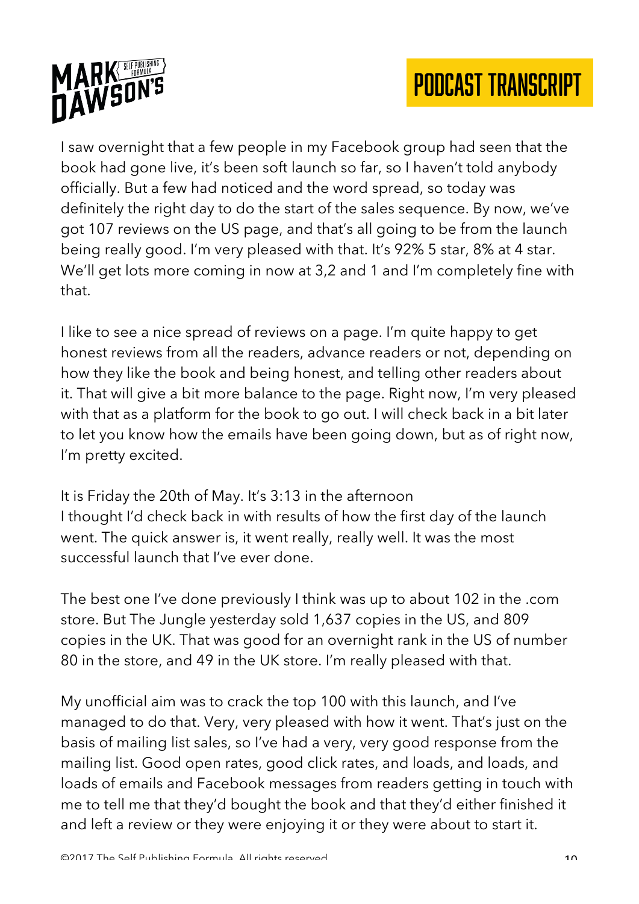I saw overnight that a few people in my Facebook group had seen that the book had gone live, it's been soft launch so far, so I haven't told anybody officially. But a few had noticed and the word spread, so today was definitely the right day to do the start of the sales sequence. By now, we've got 107 reviews on the US page, and that's all going to be from the launch being really good. I'm very pleased with that. It's 92% 5 star, 8% at 4 star. We'll get lots more coming in now at 3,2 and 1 and I'm completely fine with that.

I like to see a nice spread of reviews on a page. I'm quite happy to get honest reviews from all the readers, advance readers or not, depending on how they like the book and being honest, and telling other readers about it. That will give a bit more balance to the page. Right now, I'm very pleased with that as a platform for the book to go out. I will check back in a bit later to let you know how the emails have been going down, but as of right now, I'm pretty excited.

It is Friday the 20th of May. It's 3:13 in the afternoon
I thought I'd check back in with results of how the first day of the launch went. The quick answer is, it went really, really well. It was the most successful launch that I've ever done.

The best one I've done previously I think was up to about 102 in the .com store. But The Jungle yesterday sold 1,637 copies in the US, and 809 copies in the UK. That was good for an overnight rank in the US of number 80 in the store, and 49 in the UK store. I'm really pleased with that.

My unofficial aim was to crack the top 100 with this launch, and I've managed to do that. Very, very pleased with how it went. That's just on the basis of mailing list sales, so I've had a very, very good response from the mailing list. Good open rates, good click rates, and loads, and loads, and loads of emails and Facebook messages from readers getting in touch with me to tell me that they'd bought the book and that they'd either finished it and left a review or they were enjoying it or they were about to start it.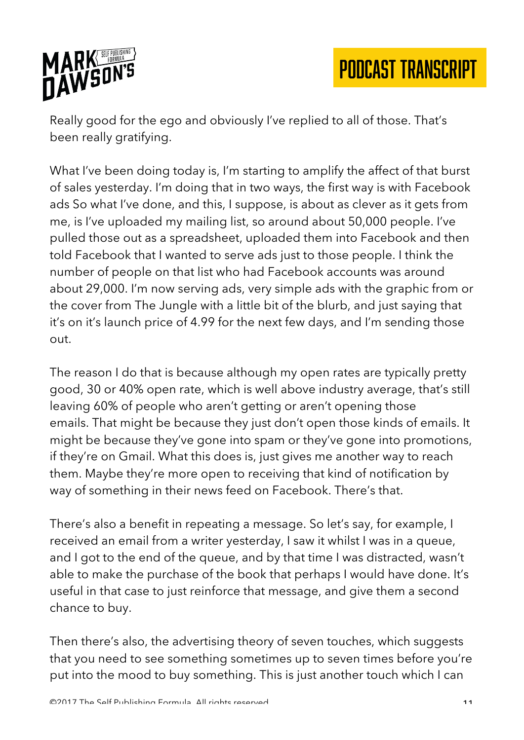Really good for the ego and obviously I've replied to all of those. That's been really gratifying.

What I've been doing today is, I'm starting to amplify the affect of that burst of sales yesterday. I'm doing that in two ways, the first way is with Facebook ads So what I've done, and this, I suppose, is about as clever as it gets from me, is I've uploaded my mailing list, so around about 50,000 people. I've pulled those out as a spreadsheet, uploaded them into Facebook and then told Facebook that I wanted to serve ads just to those people. I think the number of people on that list who had Facebook accounts was around about 29,000. I'm now serving ads, very simple ads with the graphic from or the cover from The Jungle with a little bit of the blurb, and just saying that it's on it's launch price of 4.99 for the next few days, and I'm sending those out.

The reason I do that is because although my open rates are typically pretty good, 30 or 40% open rate, which is well above industry average, that's still leaving 60% of people who aren't getting or aren't opening those emails. That might be because they just don't open those kinds of emails. It might be because they've gone into spam or they've gone into promotions, if they're on Gmail. What this does is, just gives me another way to reach them. Maybe they're more open to receiving that kind of notification by way of something in their news feed on Facebook. There's that.

There's also a benefit in repeating a message. So let's say, for example, I received an email from a writer yesterday, I saw it whilst I was in a queue, and I got to the end of the queue, and by that time I was distracted, wasn't able to make the purchase of the book that perhaps I would have done. It's useful in that case to just reinforce that message, and give them a second chance to buy.

Then there's also, the advertising theory of seven touches, which suggests that you need to see something sometimes up to seven times before you're put into the mood to buy something. This is just another touch which I can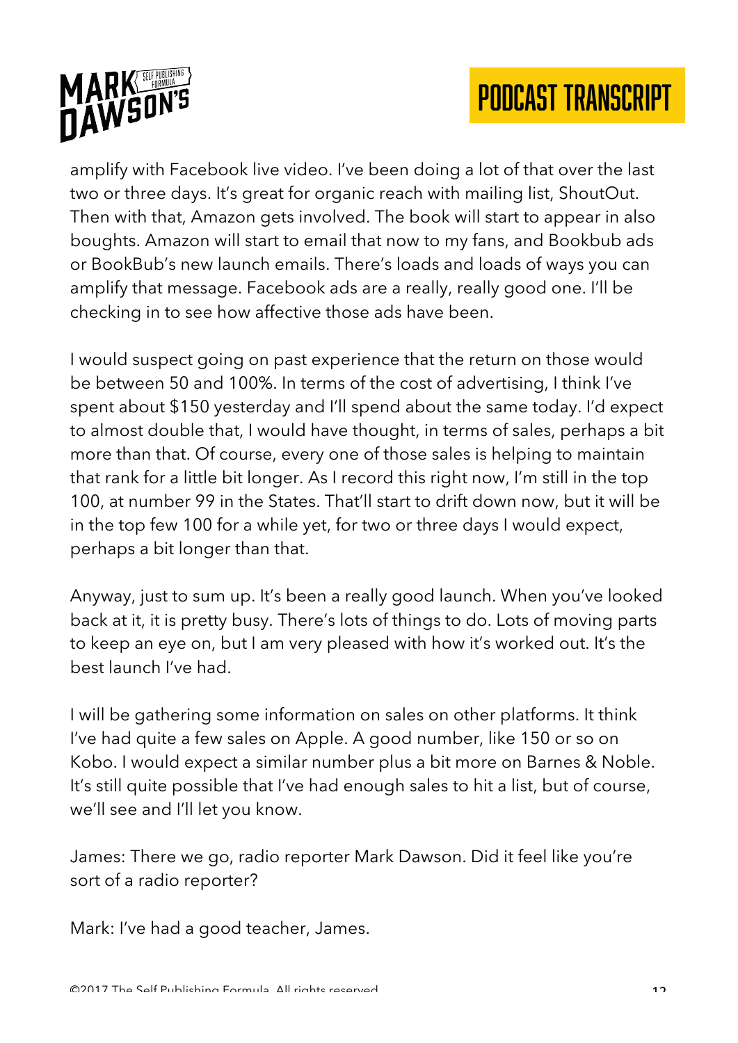amplify with Facebook live video. I've been doing a lot of that over the last two or three days. It's great for organic reach with mailing list, ShoutOut. Then with that, Amazon gets involved. The book will start to appear in also boughts. Amazon will start to email that now to my fans, and Bookbub ads or BookBub's new launch emails. There's loads and loads of ways you can amplify that message. Facebook ads are a really, really good one. I'll be checking in to see how affective those ads have been.

I would suspect going on past experience that the return on those would be between 50 and 100%. In terms of the cost of advertising, I think I've spent about $150 yesterday and I'll spend about the same today. I'd expect to almost double that, I would have thought, in terms of sales, perhaps a bit more than that. Of course, every one of those sales is helping to maintain that rank for a little bit longer. As I record this right now, I'm still in the top 100, at number 99 in the States. That'll start to drift down now, but it will be in the top few 100 for a while yet, for two or three days I would expect, perhaps a bit longer than that.

Anyway, just to sum up. It's been a really good launch. When you've looked back at it, it is pretty busy. There's lots of things to do. Lots of moving parts to keep an eye on, but I am very pleased with how it's worked out. It's the best launch I've had.

I will be gathering some information on sales on other platforms. It think I've had quite a few sales on Apple. A good number, like 150 or so on Kobo. I would expect a similar number plus a bit more on Barnes & Noble. It's still quite possible that I've had enough sales to hit a list, but of course, we'll see and I'll let you know.

James: There we go, radio reporter Mark Dawson. Did it feel like you're sort of a radio reporter?

Mark: I've had a good teacher, James.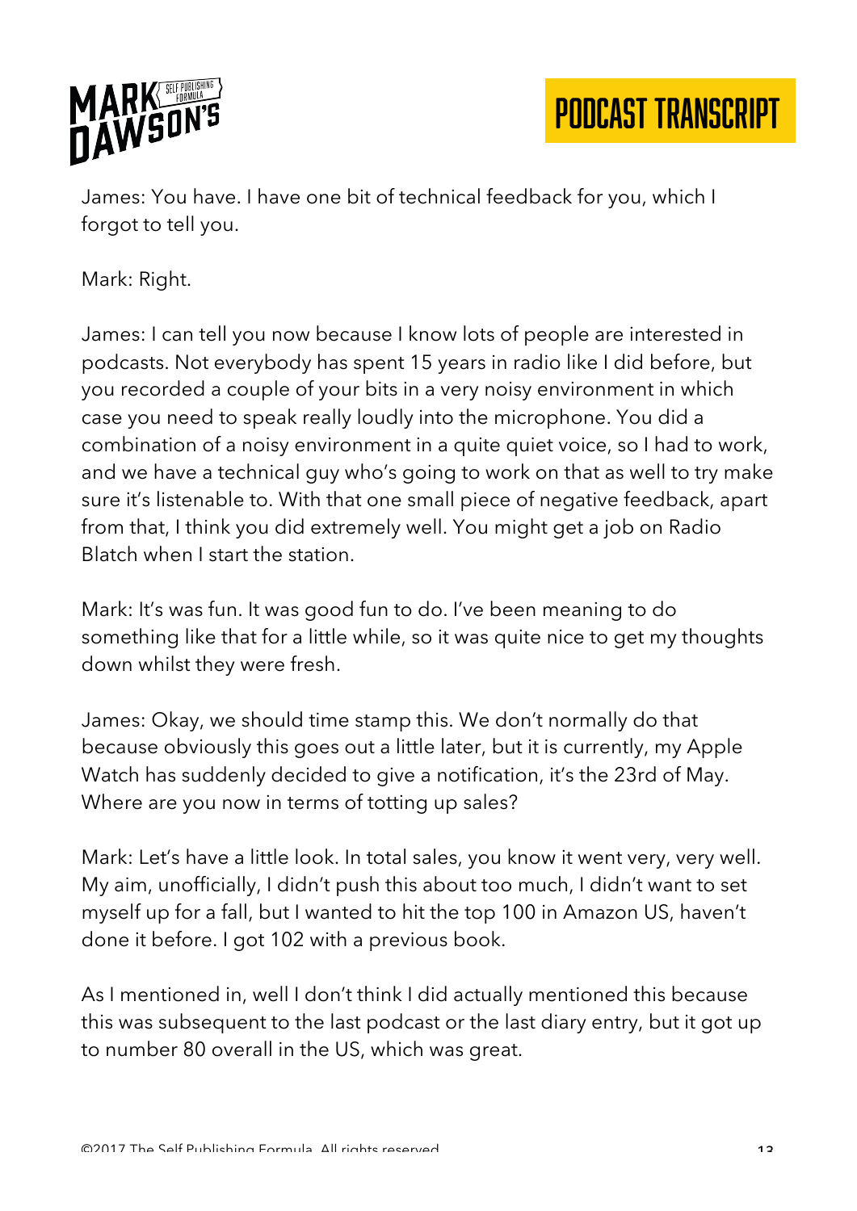James: You have. I have one bit of technical feedback for you, which I forgot to tell you.

Mark: Right.

James: I can tell you now because I know lots of people are interested in podcasts. Not everybody has spent 15 years in radio like I did before, but you recorded a couple of your bits in a very noisy environment in which case you need to speak really loudly into the microphone. You did a combination of a noisy environment in a quite quiet voice, so I had to work, and we have a technical guy who's going to work on that as well to try make sure it's listenable to. With that one small piece of negative feedback, apart from that, I think you did extremely well. You might get a job on Radio Blatch when I start the station.

Mark: It's was fun. It was good fun to do. I've been meaning to do something like that for a little while, so it was quite nice to get my thoughts down whilst they were fresh.

James: Okay, we should time stamp this. We don't normally do that because obviously this goes out a little later, but it is currently, my Apple Watch has suddenly decided to give a notification, it's the 23rd of May. Where are you now in terms of totting up sales?

Mark: Let's have a little look. In total sales, you know it went very, very well. My aim, unofficially, I didn't push this about too much, I didn't want to set myself up for a fall, but I wanted to hit the top 100 in Amazon US, haven't done it before. I got 102 with a previous book.

As I mentioned in, well I don't think I did actually mentioned this because this was subsequent to the last podcast or the last diary entry, but it got up to number 80 overall in the US, which was great.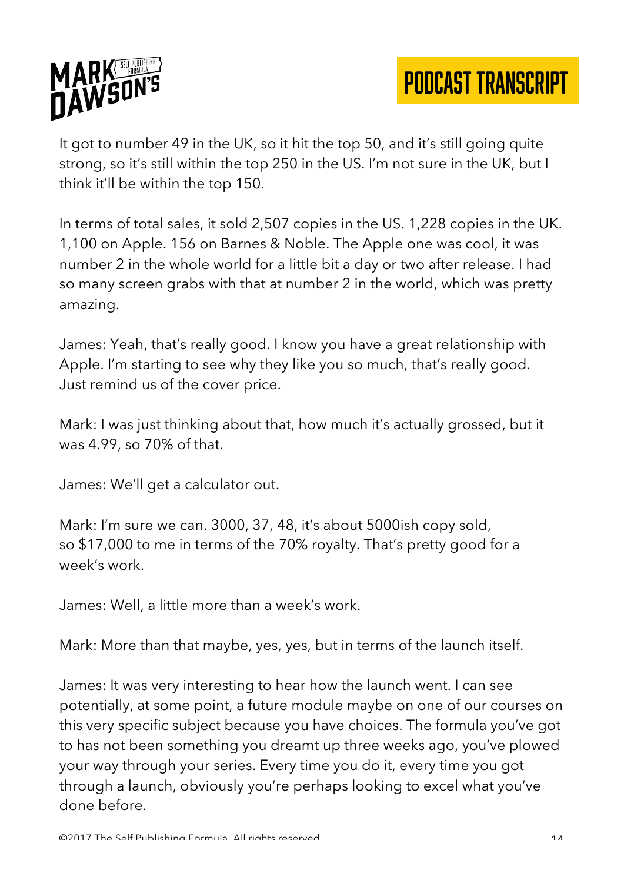It got to number 49 in the UK, so it hit the top 50, and it's still going quite strong, so it's still within the top 250 in the US. I'm not sure in the UK, but I think it'll be within the top 150.

In terms of total sales, it sold 2,507 copies in the US. 1,228 copies in the UK. 1,100 on Apple. 156 on Barnes & Noble. The Apple one was cool, it was number 2 in the whole world for a little bit a day or two after release. I had so many screen grabs with that at number 2 in the world, which was pretty amazing.

James: Yeah, that's really good. I know you have a great relationship with Apple. I'm starting to see why they like you so much, that's really good. Just remind us of the cover price.

Mark: I was just thinking about that, how much it's actually grossed, but it was 4.99, so 70% of that.

James: We'll get a calculator out.

Mark: I'm sure we can. 3000, 37, 48, it's about 5000ish copy sold, so $17,000 to me in terms of the 70% royalty. That's pretty good for a week's work.

James: Well, a little more than a week's work.

Mark: More than that maybe, yes, yes, but in terms of the launch itself.

James: It was very interesting to hear how the launch went. I can see potentially, at some point, a future module maybe on one of our courses on this very specific subject because you have choices. The formula you've got to has not been something you dreamt up three weeks ago, you've plowed your way through your series. Every time you do it, every time you got through a launch, obviously you're perhaps looking to excel what you've done before.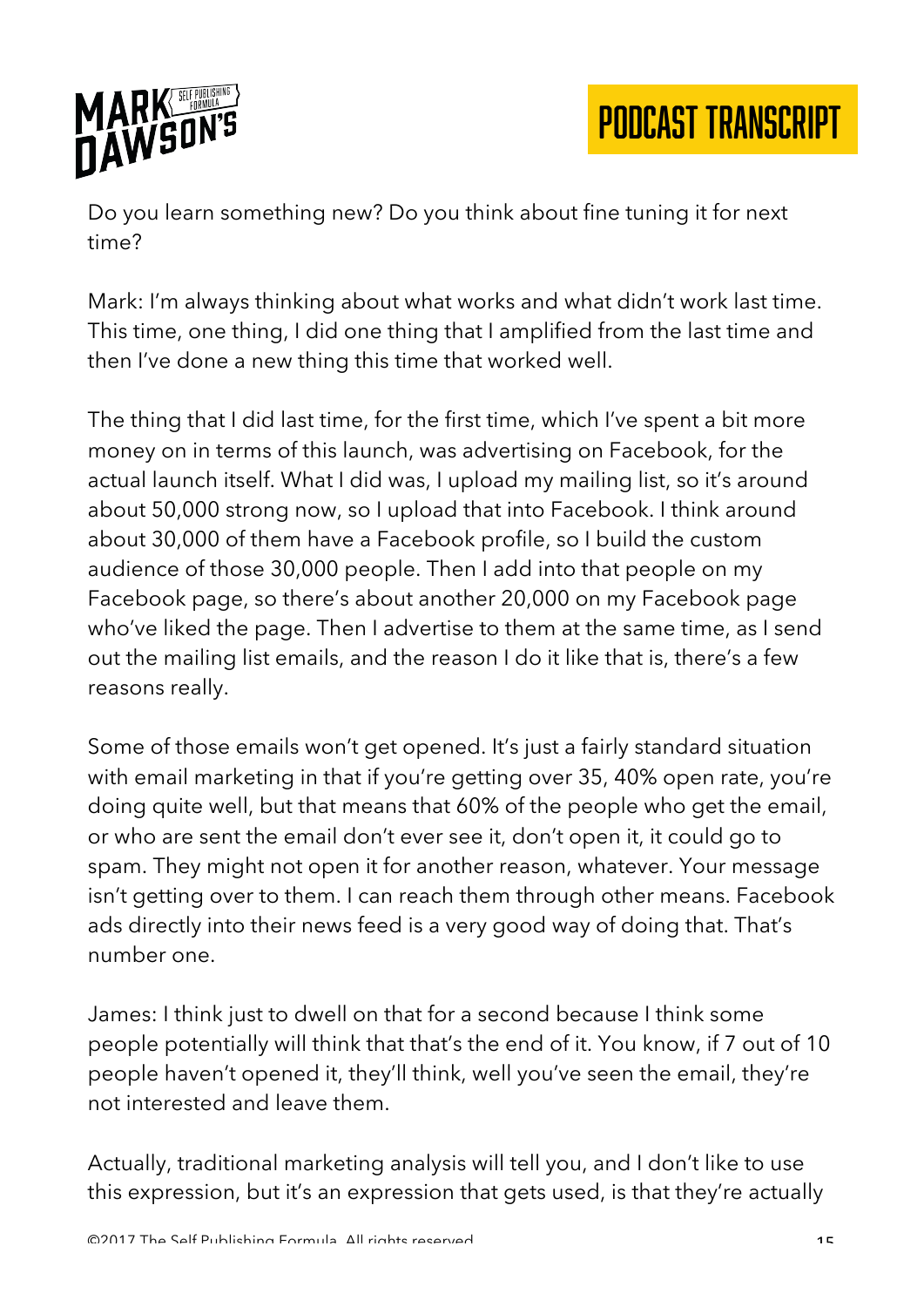Do you learn something new? Do you think about fine tuning it for next time?

Mark: I'm always thinking about what works and what didn't work last time. This time, one thing, I did one thing that I amplified from the last time and then I've done a new thing this time that worked well.

The thing that I did last time, for the first time, which I've spent a bit more money on in terms of this launch, was advertising on Facebook, for the actual launch itself. What I did was, I upload my mailing list, so it's around about 50,000 strong now, so I upload that into Facebook. I think around about 30,000 of them have a Facebook profile, so I build the custom audience of those 30,000 people. Then I add into that people on my Facebook page, so there's about another 20,000 on my Facebook page who've liked the page. Then I advertise to them at the same time, as I send out the mailing list emails, and the reason I do it like that is, there's a few reasons really.

Some of those emails won't get opened. It's just a fairly standard situation with email marketing in that if you're getting over 35, 40% open rate, you're doing quite well, but that means that 60% of the people who get the email, or who are sent the email don't ever see it, don't open it, it could go to spam. They might not open it for another reason, whatever. Your message isn't getting over to them. I can reach them through other means. Facebook ads directly into their news feed is a very good way of doing that. That's number one.

James: I think just to dwell on that for a second because I think some people potentially will think that that's the end of it. You know, if 7 out of 10 people haven't opened it, they'll think, well you've seen the email, they're not interested and leave them.

Actually, traditional marketing analysis will tell you, and I don't like to use this expression, but it's an expression that gets used, is that they're actually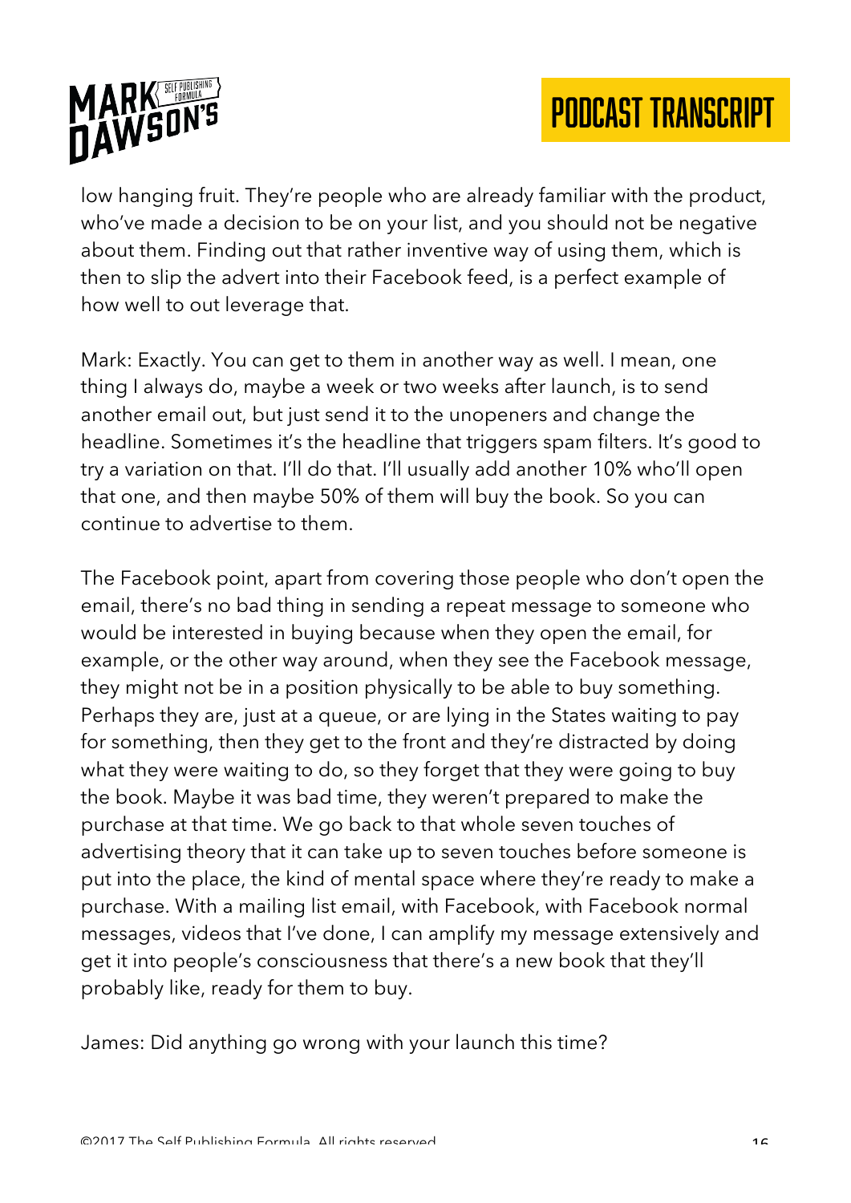low hanging fruit. They're people who are already familiar with the product, who've made a decision to be on your list, and you should not be negative about them. Finding out that rather inventive way of using them, which is then to slip the advert into their Facebook feed, is a perfect example of how well to out leverage that.

Mark: Exactly. You can get to them in another way as well. I mean, one thing I always do, maybe a week or two weeks after launch, is to send another email out, but just send it to the unopeners and change the headline. Sometimes it's the headline that triggers spam filters. It's good to try a variation on that. I'll do that. I'll usually add another 10% who'll open that one, and then maybe 50% of them will buy the book. So you can continue to advertise to them.

The Facebook point, apart from covering those people who don't open the email, there's no bad thing in sending a repeat message to someone who would be interested in buying because when they open the email, for example, or the other way around, when they see the Facebook message, they might not be in a position physically to be able to buy something. Perhaps they are, just at a queue, or are lying in the States waiting to pay for something, then they get to the front and they're distracted by doing what they were waiting to do, so they forget that they were going to buy the book. Maybe it was bad time, they weren't prepared to make the purchase at that time. We go back to that whole seven touches of advertising theory that it can take up to seven touches before someone is put into the place, the kind of mental space where they're ready to make a purchase. With a mailing list email, with Facebook, with Facebook normal messages, videos that I've done, I can amplify my message extensively and get it into people's consciousness that there's a new book that they'll probably like, ready for them to buy.

James: Did anything go wrong with your launch this time?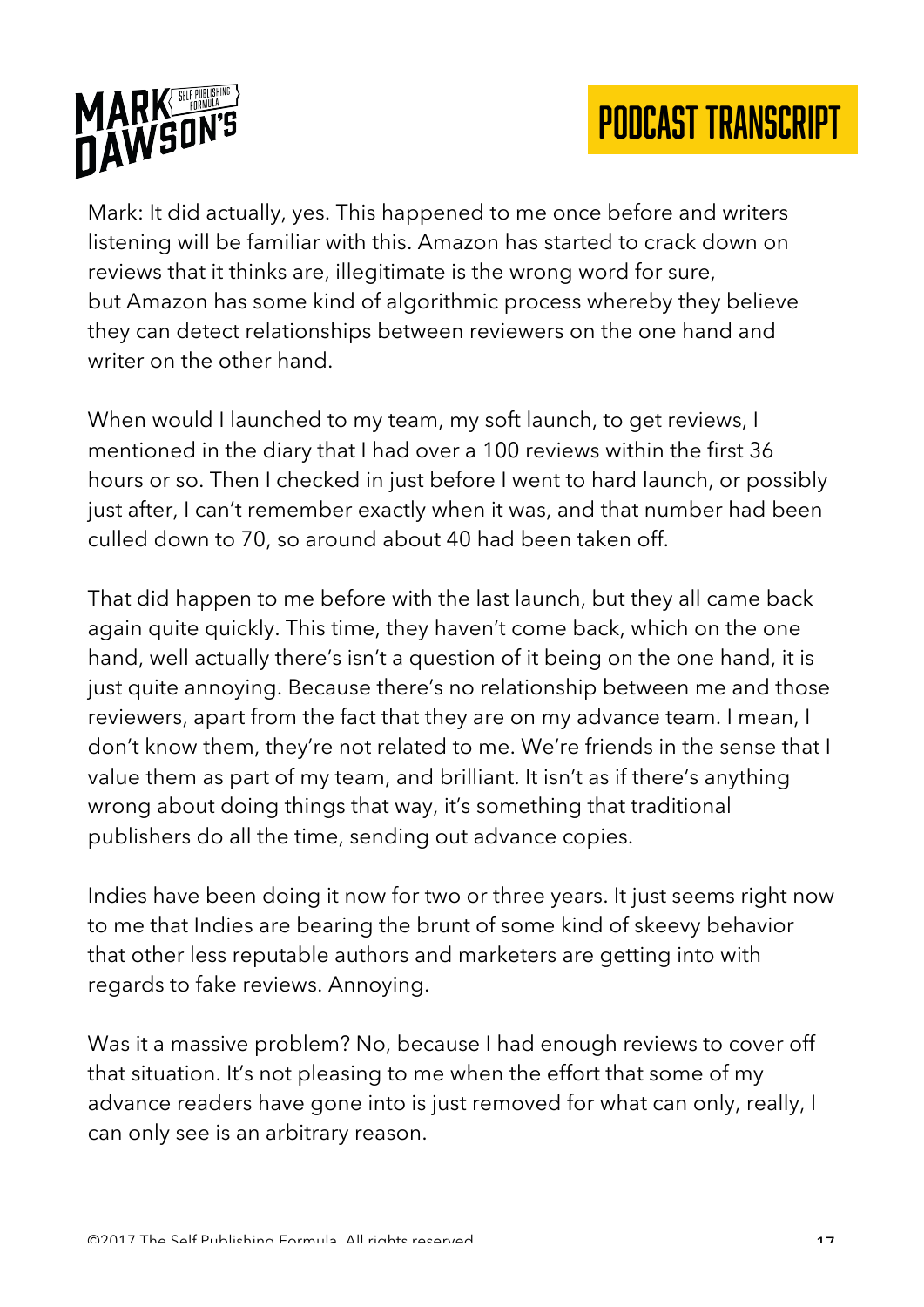Mark: It did actually, yes. This happened to me once before and writers listening will be familiar with this. Amazon has started to crack down on reviews that it thinks are, illegitimate is the wrong word for sure, but Amazon has some kind of algorithmic process whereby they believe they can detect relationships between reviewers on the one hand and writer on the other hand.

When would I launched to my team, my soft launch, to get reviews, I mentioned in the diary that I had over a 100 reviews within the first 36 hours or so. Then I checked in just before I went to hard launch, or possibly just after, I can't remember exactly when it was, and that number had been culled down to 70, so around about 40 had been taken off.

That did happen to me before with the last launch, but they all came back again quite quickly. This time, they haven't come back, which on the one hand, well actually there's isn't a question of it being on the one hand, it is just quite annoying. Because there's no relationship between me and those reviewers, apart from the fact that they are on my advance team. I mean, I don't know them, they're not related to me. We're friends in the sense that I value them as part of my team, and brilliant. It isn't as if there's anything wrong about doing things that way, it's something that traditional publishers do all the time, sending out advance copies.

Indies have been doing it now for two or three years. It just seems right now to me that Indies are bearing the brunt of some kind of skeevy behavior that other less reputable authors and marketers are getting into with regards to fake reviews. Annoying.

Was it a massive problem? No, because I had enough reviews to cover off that situation. It's not pleasing to me when the effort that some of my advance readers have gone into is just removed for what can only, really, I can only see is an arbitrary reason.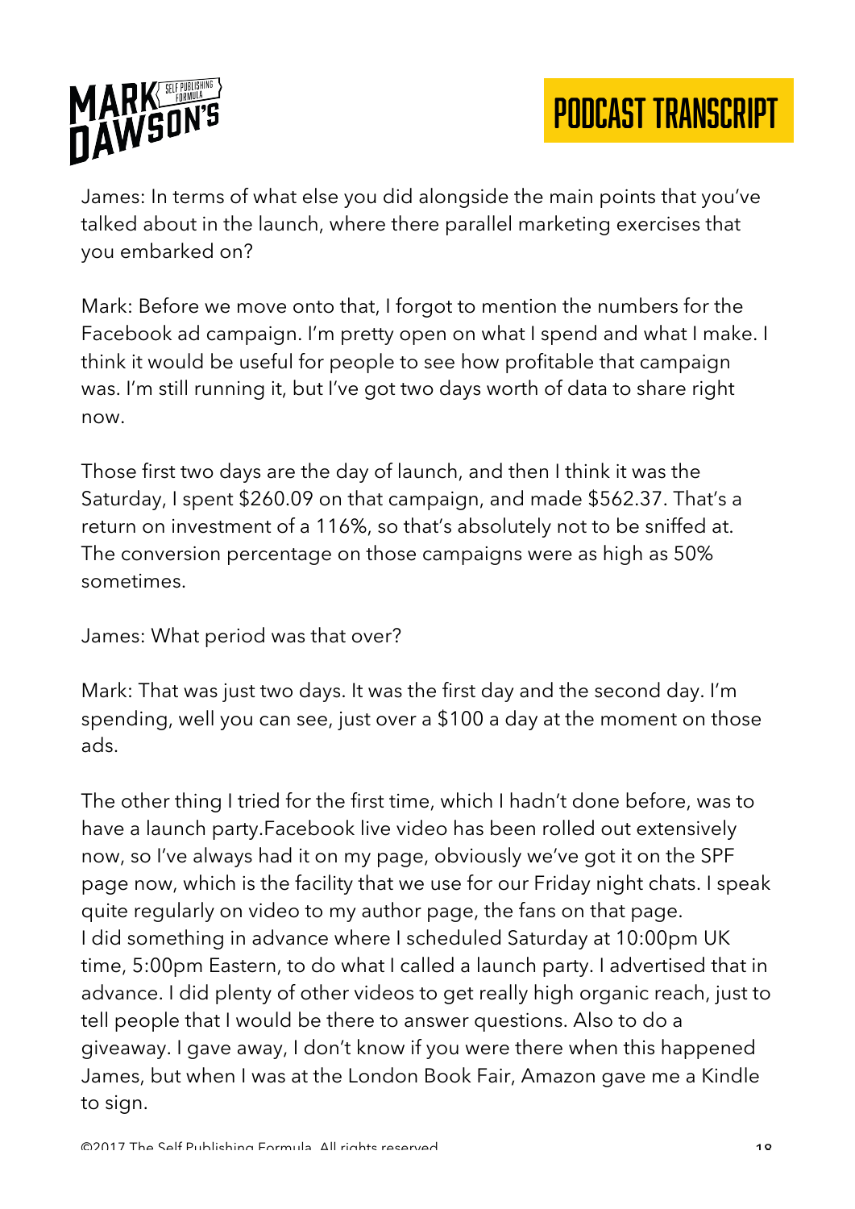James: In terms of what else you did alongside the main points that you've talked about in the launch, where there parallel marketing exercises that you embarked on?

Mark: Before we move onto that, I forgot to mention the numbers for the Facebook ad campaign. I'm pretty open on what I spend and what I make. I think it would be useful for people to see how profitable that campaign was. I'm still running it, but I've got two days worth of data to share right now.

Those first two days are the day of launch, and then I think it was the Saturday, I spent $260.09 on that campaign, and made $562.37. That's a return on investment of a 116%, so that's absolutely not to be sniffed at. The conversion percentage on those campaigns were as high as 50% sometimes.

James: What period was that over?

Mark: That was just two days. It was the first day and the second day. I'm spending, well you can see, just over a $100 a day at the moment on those ads.

The other thing I tried for the first time, which I hadn't done before, was to have a launch party.Facebook live video has been rolled out extensively now, so I've always had it on my page, obviously we've got it on the SPF page now, which is the facility that we use for our Friday night chats. I speak quite regularly on video to my author page, the fans on that page. I did something in advance where I scheduled Saturday at 10:00pm UK time, 5:00pm Eastern, to do what I called a launch party. I advertised that in advance. I did plenty of other videos to get really high organic reach, just to tell people that I would be there to answer questions. Also to do a giveaway. I gave away, I don't know if you were there when this happened James, but when I was at the London Book Fair, Amazon gave me a Kindle to sign.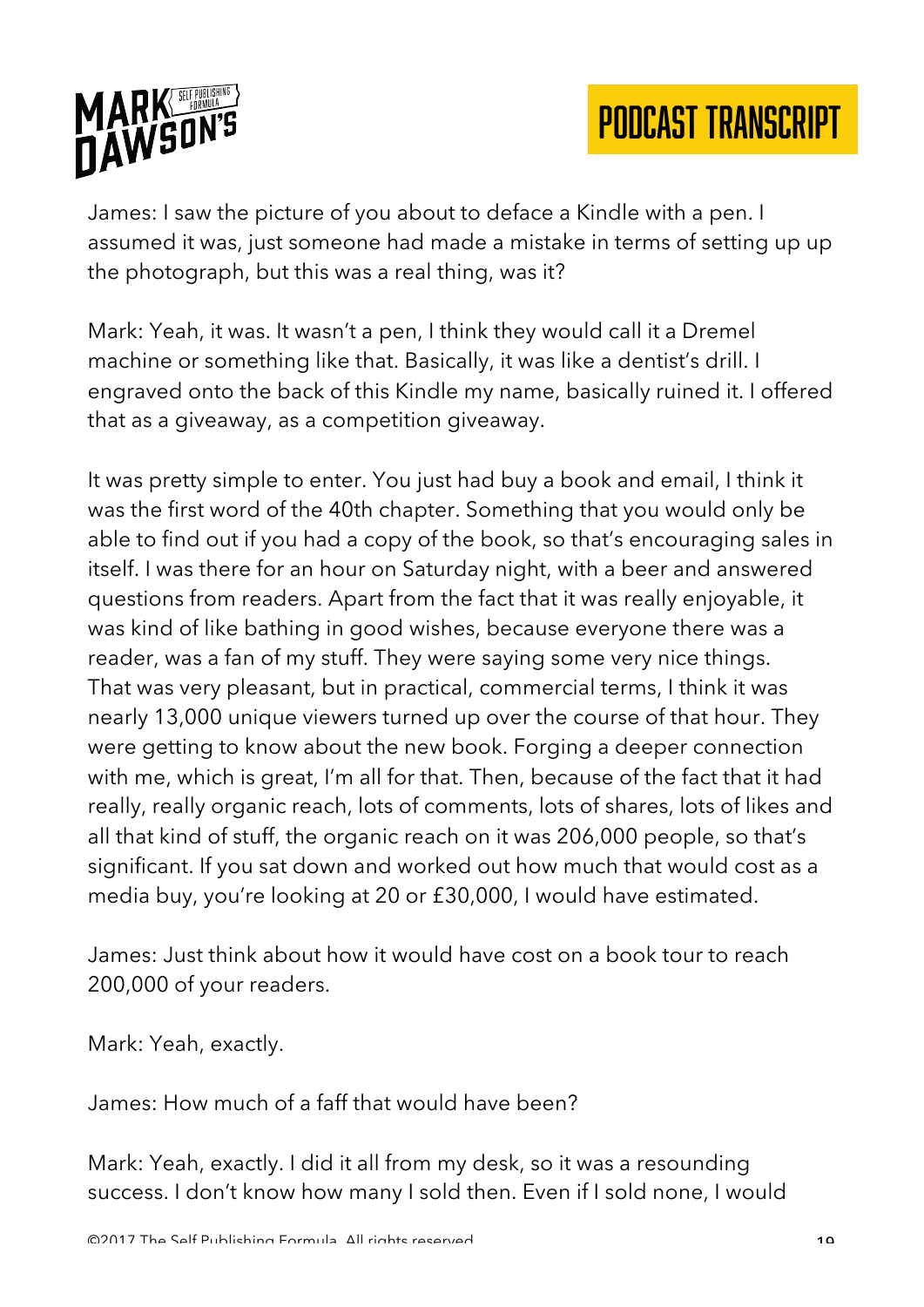James: I saw the picture of you about to deface a Kindle with a pen. I assumed it was, just someone had made a mistake in terms of setting up up the photograph, but this was a real thing, was it?

Mark: Yeah, it was. It wasn't a pen, I think they would call it a Dremel machine or something like that. Basically, it was like a dentist's drill. I engraved onto the back of this Kindle my name, basically ruined it. I offered that as a giveaway, as a competition giveaway.

It was pretty simple to enter. You just had buy a book and email, I think it was the first word of the 40th chapter. Something that you would only be able to find out if you had a copy of the book, so that's encouraging sales in itself. I was there for an hour on Saturday night, with a beer and answered questions from readers. Apart from the fact that it was really enjoyable, it was kind of like bathing in good wishes, because everyone there was a reader, was a fan of my stuff. They were saying some very nice things. That was very pleasant, but in practical, commercial terms, I think it was nearly 13,000 unique viewers turned up over the course of that hour. They were getting to know about the new book. Forging a deeper connection with me, which is great, I'm all for that. Then, because of the fact that it had really, really organic reach, lots of comments, lots of shares, lots of likes and all that kind of stuff, the organic reach on it was 206,000 people, so that's significant. If you sat down and worked out how much that would cost as a media buy, you're looking at 20 or £30,000, I would have estimated.

James: Just think about how it would have cost on a book tour to reach 200,000 of your readers.

Mark: Yeah, exactly.

James: How much of a faff that would have been?

Mark: Yeah, exactly. I did it all from my desk, so it was a resounding success. I don't know how many I sold then. Even if I sold none, I would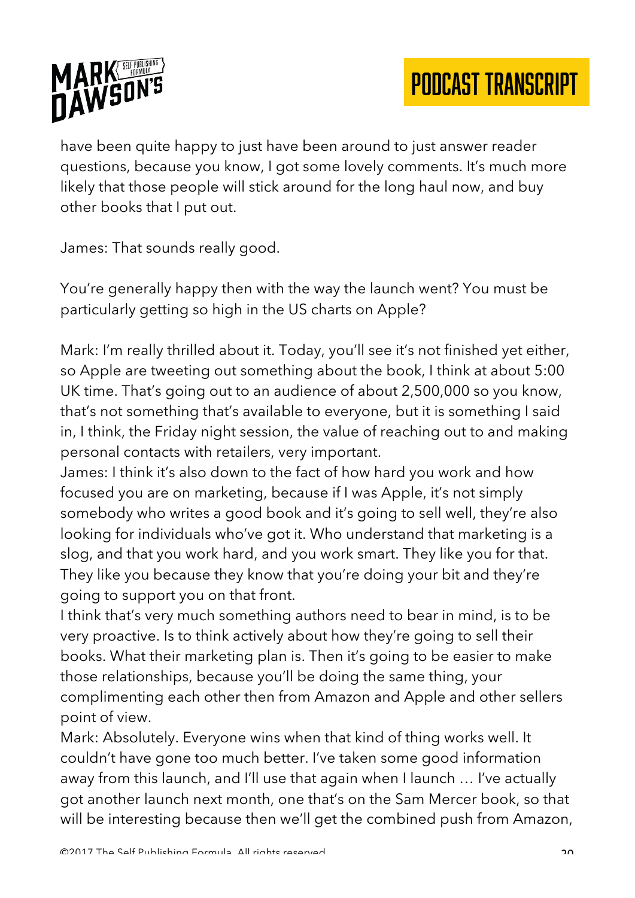have been quite happy to just have been around to just answer reader questions, because you know, I got some lovely comments. It's much more likely that those people will stick around for the long haul now, and buy other books that I put out.

James: That sounds really good.

You're generally happy then with the way the launch went? You must be particularly getting so high in the US charts on Apple?

Mark: I'm really thrilled about it. Today, you'll see it's not finished yet either, so Apple are tweeting out something about the book, I think at about 5:00 UK time. That's going out to an audience of about 2,500,000 so you know, that's not something that's available to everyone, but it is something I said in, I think, the Friday night session, the value of reaching out to and making personal contacts with retailers, very important.

James: I think it's also down to the fact of how hard you work and how focused you are on marketing, because if I was Apple, it's not simply somebody who writes a good book and it's going to sell well, they're also looking for individuals who've got it. Who understand that marketing is a slog, and that you work hard, and you work smart. They like you for that. They like you because they know that you're doing your bit and they're going to support you on that front.

I think that's very much something authors need to bear in mind, is to be very proactive. Is to think actively about how they're going to sell their books. What their marketing plan is. Then it's going to be easier to make those relationships, because you'll be doing the same thing, your complimenting each other then from Amazon and Apple and other sellers point of view.

Mark: Absolutely. Everyone wins when that kind of thing works well. It couldn't have gone too much better. I've taken some good information away from this launch, and I'll use that again when I launch … I've actually got another launch next month, one that's on the Sam Mercer book, so that will be interesting because then we'll get the combined push from Amazon,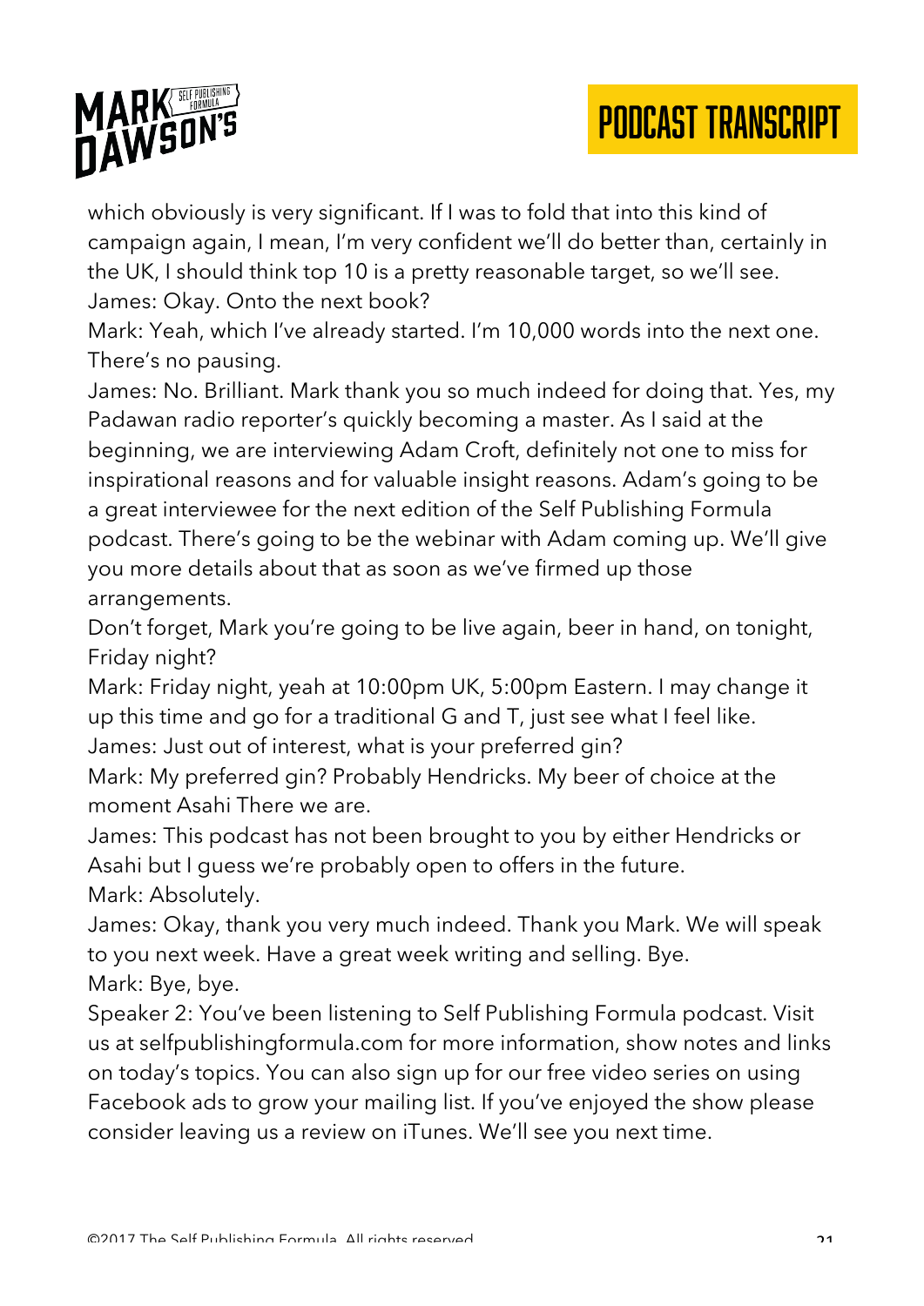which obviously is very significant. If I was to fold that into this kind of campaign again, I mean, I'm very confident we'll do better than, certainly in the UK, I should think top 10 is a pretty reasonable target, so we'll see.

James: Okay. Onto the next book?

Mark: Yeah, which I've already started. I'm 10,000 words into the next one. There's no pausing.

James: No. Brilliant. Mark thank you so much indeed for doing that. Yes, my Padawan radio reporter's quickly becoming a master. As I said at the beginning, we are interviewing Adam Croft, definitely not one to miss for inspirational reasons and for valuable insight reasons. Adam's going to be a great interviewee for the next edition of the Self Publishing Formula podcast. There's going to be the webinar with Adam coming up. We'll give you more details about that as soon as we've firmed up those arrangements.

Don't forget, Mark you're going to be live again, beer in hand, on tonight, Friday night?

Mark: Friday night, yeah at 10:00pm UK, 5:00pm Eastern. I may change it up this time and go for a traditional G and T, just see what I feel like.

James: Just out of interest, what is your preferred gin?

Mark: My preferred gin? Probably Hendricks. My beer of choice at the moment Asahi There we are.

James: This podcast has not been brought to you by either Hendricks or Asahi but I guess we're probably open to offers in the future.

Mark: Absolutely.

James: Okay, thank you very much indeed. Thank you Mark. We will speak to you next week. Have a great week writing and selling. Bye.

Mark: Bye, bye.

Speaker 2: You've been listening to Self Publishing Formula podcast. Visit us at selfpublishingformula.com for more information, show notes and links on today's topics. You can also sign up for our free video series on using Facebook ads to grow your mailing list. If you've enjoyed the show please consider leaving us a review on iTunes. We'll see you next time.